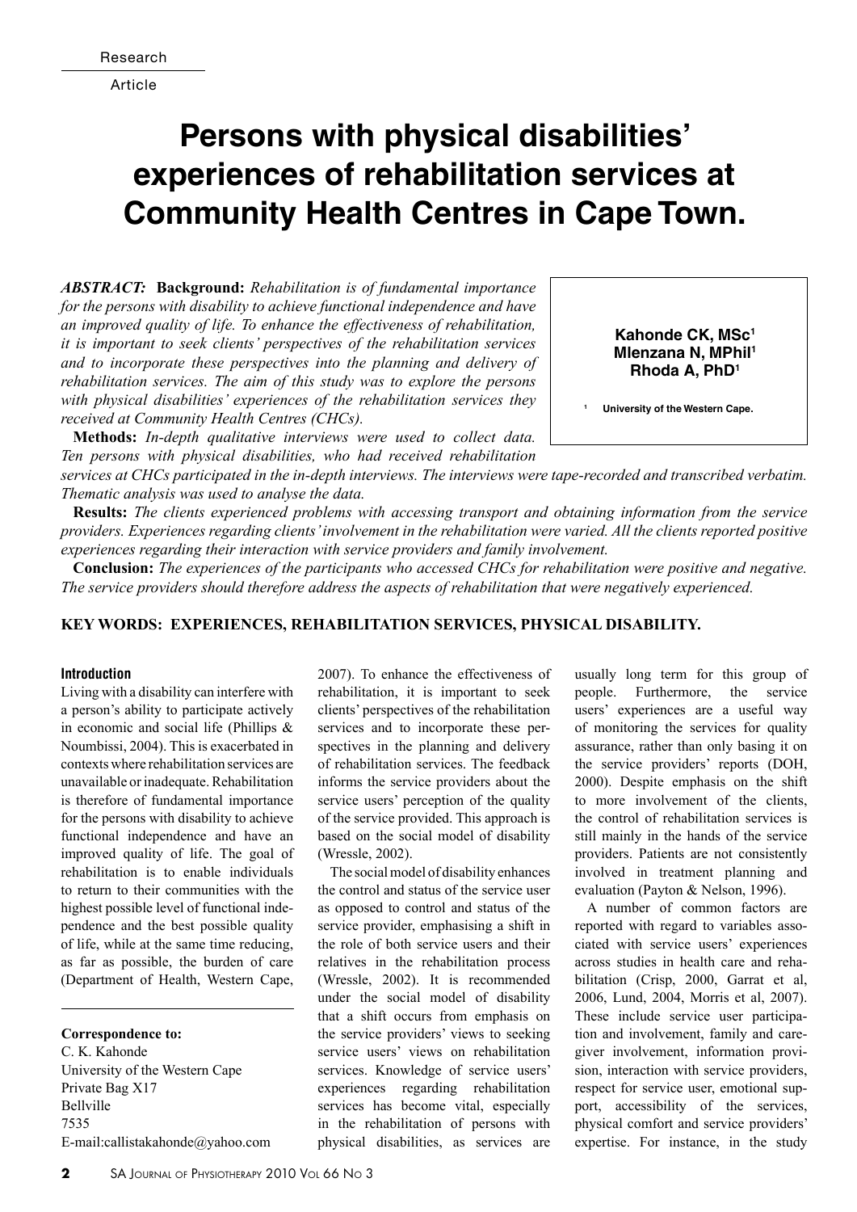Research Article

# Persons with physical disabilities' experiences of rehabilitation services at Community Health Centres in Cape Town.

Kahonde CK, MSc[1]
Mlenzana N, MPhil[1]
Rhoda A, PhD[1]

[1] University of the Western Cape.

***ABSTRACT:*** **Background:** *Rehabilitation is of fundamental importance for the persons with disability to achieve functional independence and have an improved quality of life. To enhance the effectiveness of rehabilitation, it is important to seek clients' perspectives of the rehabilitation services and to incorporate these perspectives into the planning and delivery of rehabilitation services. The aim of this study was to explore the persons with physical disabilities' experiences of the rehabilitation services they received at Community Health Centres (CHCs).*

**Methods:** *In-depth qualitative interviews were used to collect data. Ten persons with physical disabilities, who had received rehabilitation services at CHCs participated in the in-depth interviews. The interviews were tape-recorded and transcribed verbatim. Thematic analysis was used to analyse the data.*

**Results:** *The clients experienced problems with accessing transport and obtaining information from the service providers. Experiences regarding clients' involvement in the rehabilitation were varied. All the clients reported positive experiences regarding their interaction with service providers and family involvement.*

**Conclusion:** *The experiences of the participants who accessed CHCs for rehabilitation were positive and negative. The service providers should therefore address the aspects of rehabilitation that were negatively experienced.*

**KEY WORDS: EXPERIENCES, REHABILITATION SERVICES, PHYSICAL DISABILITY.**

## Introduction

Living with a disability can interfere with a person's ability to participate actively in economic and social life (Phillips & Noumbissi, 2004). This is exacerbated in contexts where rehabilitation services are unavailable or inadequate. Rehabilitation is therefore of fundamental importance for the persons with disability to achieve functional independence and have an improved quality of life. The goal of rehabilitation is to enable individuals to return to their communities with the highest possible level of functional independence and the best possible quality of life, while at the same time reducing, as far as possible, the burden of care (Department of Health, Western Cape, 2007). To enhance the effectiveness of rehabilitation, it is important to seek clients' perspectives of the rehabilitation services and to incorporate these perspectives in the planning and delivery of rehabilitation services. The feedback informs the service providers about the service users' perception of the quality of the service provided. This approach is based on the social model of disability (Wressle, 2002).

The social model of disability enhances the control and status of the service user as opposed to control and status of the service provider, emphasising a shift in the role of both service users and their relatives in the rehabilitation process (Wressle, 2002). It is recommended under the social model of disability that a shift occurs from emphasis on the service providers' views to seeking service users' views on rehabilitation services. Knowledge of service users' experiences regarding rehabilitation services has become vital, especially in the rehabilitation of persons with physical disabilities, as services are usually long term for this group of people. Furthermore, the service users' experiences are a useful way of monitoring the services for quality assurance, rather than only basing it on the service providers' reports (DOH, 2000). Despite emphasis on the shift to more involvement of the clients, the control of rehabilitation services is still mainly in the hands of the service providers. Patients are not consistently involved in treatment planning and evaluation (Payton & Nelson, 1996).

A number of common factors are reported with regard to variables associated with service users' experiences across studies in health care and rehabilitation (Crisp, 2000, Garrat et al, 2006, Lund, 2004, Morris et al, 2007). These include service user participation and involvement, family and caregiver involvement, information provision, interaction with service providers, respect for service user, emotional support, accessibility of the services, physical comfort and service providers' expertise. For instance, in the study

**Correspondence to:**
C. K. Kahonde
University of the Western Cape
Private Bag X17
Bellville
7535
E-mail:callistakahonde@yahoo.com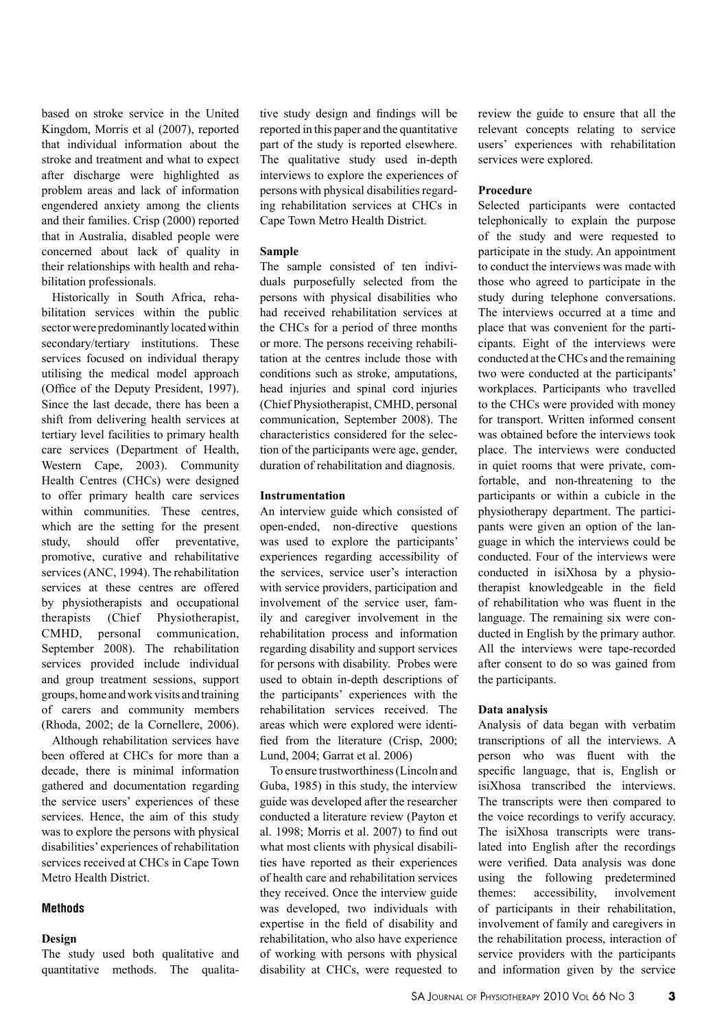based on stroke service in the United Kingdom, Morris et al (2007), reported that individual information about the stroke and treatment and what to expect after discharge were highlighted as problem areas and lack of information engendered anxiety among the clients and their families. Crisp (2000) reported that in Australia, disabled people were concerned about lack of quality in their relationships with health and rehabilitation professionals.

Historically in South Africa, rehabilitation services within the public sector were predominantly located within secondary/tertiary institutions. These services focused on individual therapy utilising the medical model approach (Office of the Deputy President, 1997). Since the last decade, there has been a shift from delivering health services at tertiary level facilities to primary health care services (Department of Health, Western Cape, 2003). Community Health Centres (CHCs) were designed to offer primary health care services within communities. These centres, which are the setting for the present study, should offer preventative, promotive, curative and rehabilitative services (ANC, 1994). The rehabilitation services at these centres are offered by physiotherapists and occupational therapists (Chief Physiotherapist, CMHD, personal communication, September 2008). The rehabilitation services provided include individual and group treatment sessions, support groups, home and work visits and training of carers and community members (Rhoda, 2002; de la Cornellere, 2006).

Although rehabilitation services have been offered at CHCs for more than a decade, there is minimal information gathered and documentation regarding the service users' experiences of these services. Hence, the aim of this study was to explore the persons with physical disabilities' experiences of rehabilitation services received at CHCs in Cape Town Metro Health District.

## Methods

### Design

The study used both qualitative and quantitative methods. The qualitative study design and findings will be reported in this paper and the quantitative part of the study is reported elsewhere. The qualitative study used in-depth interviews to explore the experiences of persons with physical disabilities regarding rehabilitation services at CHCs in Cape Town Metro Health District.

### Sample

The sample consisted of ten individuals purposefully selected from the persons with physical disabilities who had received rehabilitation services at the CHCs for a period of three months or more. The persons receiving rehabilitation at the centres include those with conditions such as stroke, amputations, head injuries and spinal cord injuries (Chief Physiotherapist, CMHD, personal communication, September 2008). The characteristics considered for the selection of the participants were age, gender, duration of rehabilitation and diagnosis.

### Instrumentation

An interview guide which consisted of open-ended, non-directive questions was used to explore the participants' experiences regarding accessibility of the services, service user's interaction with service providers, participation and involvement of the service user, family and caregiver involvement in the rehabilitation process and information regarding disability and support services for persons with disability. Probes were used to obtain in-depth descriptions of the participants' experiences with the rehabilitation services received. The areas which were explored were identified from the literature (Crisp, 2000; Lund, 2004; Garrat et al. 2006)

To ensure trustworthiness (Lincoln and Guba, 1985) in this study, the interview guide was developed after the researcher conducted a literature review (Payton et al. 1998; Morris et al. 2007) to find out what most clients with physical disabilities have reported as their experiences of health care and rehabilitation services they received. Once the interview guide was developed, two individuals with expertise in the field of disability and rehabilitation, who also have experience of working with persons with physical disability at CHCs, were requested to review the guide to ensure that all the relevant concepts relating to service users' experiences with rehabilitation services were explored.

### Procedure

Selected participants were contacted telephonically to explain the purpose of the study and were requested to participate in the study. An appointment to conduct the interviews was made with those who agreed to participate in the study during telephone conversations. The interviews occurred at a time and place that was convenient for the participants. Eight of the interviews were conducted at the CHCs and the remaining two were conducted at the participants' workplaces. Participants who travelled to the CHCs were provided with money for transport. Written informed consent was obtained before the interviews took place. The interviews were conducted in quiet rooms that were private, comfortable, and non-threatening to the participants or within a cubicle in the physiotherapy department. The participants were given an option of the language in which the interviews could be conducted. Four of the interviews were conducted in isiXhosa by a physiotherapist knowledgeable in the field of rehabilitation who was fluent in the language. The remaining six were conducted in English by the primary author. All the interviews were tape-recorded after consent to do so was gained from the participants.

### Data analysis

Analysis of data began with verbatim transcriptions of all the interviews. A person who was fluent with the specific language, that is, English or isiXhosa transcribed the interviews. The transcripts were then compared to the voice recordings to verify accuracy. The isiXhosa transcripts were translated into English after the recordings were verified. Data analysis was done using the following predetermined themes: accessibility, involvement of participants in their rehabilitation, involvement of family and caregivers in the rehabilitation process, interaction of service providers with the participants and information given by the service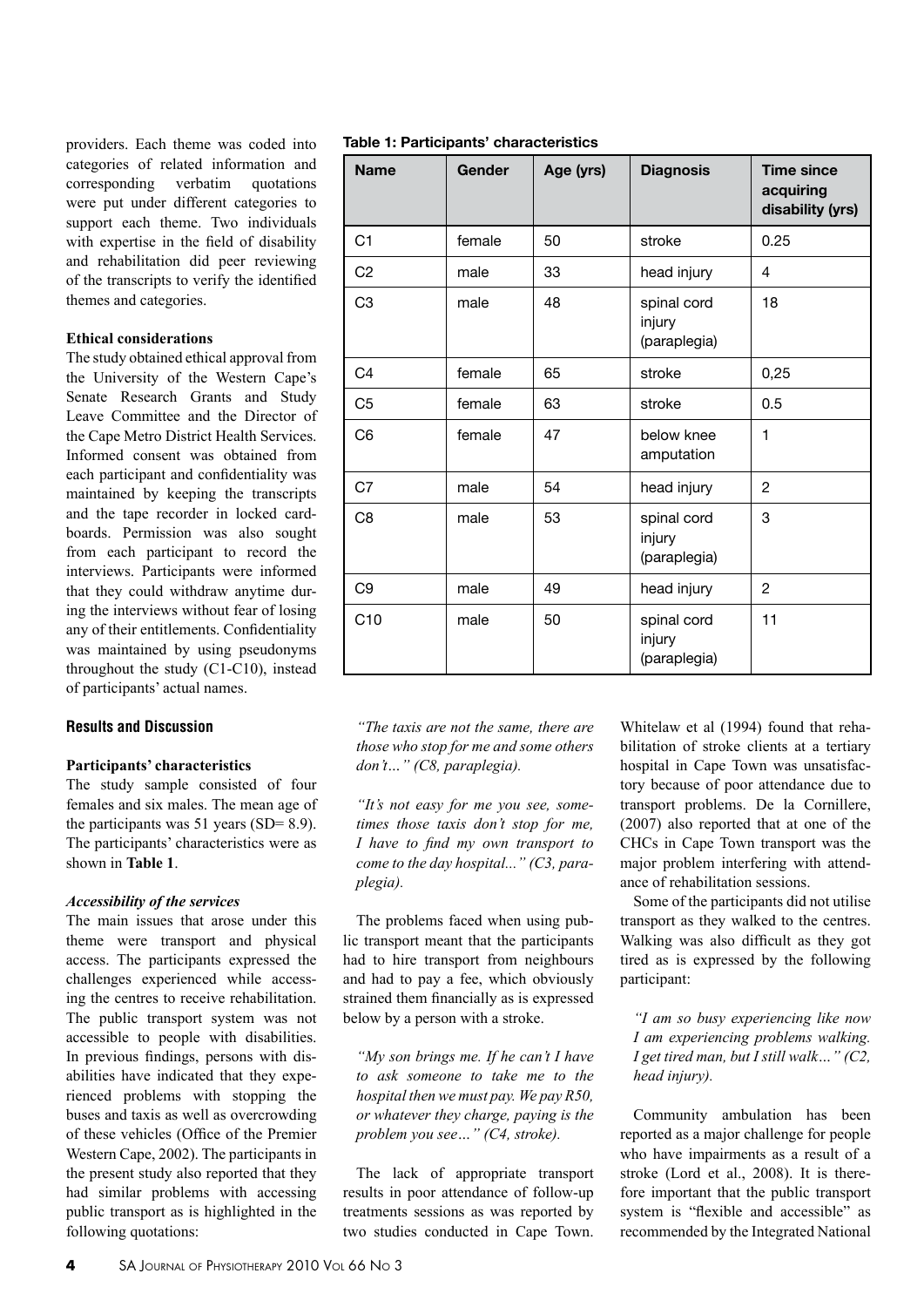providers. Each theme was coded into categories of related information and corresponding verbatim quotations were put under different categories to support each theme. Two individuals with expertise in the field of disability and rehabilitation did peer reviewing of the transcripts to verify the identified themes and categories.

**Ethical considerations**

The study obtained ethical approval from the University of the Western Cape's Senate Research Grants and Study Leave Committee and the Director of the Cape Metro District Health Services. Informed consent was obtained from each participant and confidentiality was maintained by keeping the transcripts and the tape recorder in locked cardboards. Permission was also sought from each participant to record the interviews. Participants were informed that they could withdraw anytime during the interviews without fear of losing any of their entitlements. Confidentiality was maintained by using pseudonyms throughout the study (C1-C10), instead of participants' actual names.

**Table 1: Participants' characteristics**

| Name | Gender | Age (yrs) | Diagnosis | Time since acquiring disability (yrs) |
|---|---|---|---|---|
| C1 | female | 50 | stroke | 0.25 |
| C2 | male | 33 | head injury | 4 |
| C3 | male | 48 | spinal cord injury (paraplegia) | 18 |
| C4 | female | 65 | stroke | 0,25 |
| C5 | female | 63 | stroke | 0.5 |
| C6 | female | 47 | below knee amputation | 1 |
| C7 | male | 54 | head injury | 2 |
| C8 | male | 53 | spinal cord injury (paraplegia) | 3 |
| C9 | male | 49 | head injury | 2 |
| C10 | male | 50 | spinal cord injury (paraplegia) | 11 |

## Results and Discussion

**Participants' characteristics**

The study sample consisted of four females and six males. The mean age of the participants was 51 years (SD= 8.9). The participants' characteristics were as shown in **Table 1**.

***Accessibility of the services***

The main issues that arose under this theme were transport and physical access. The participants expressed the challenges experienced while accessing the centres to receive rehabilitation. The public transport system was not accessible to people with disabilities. In previous findings, persons with disabilities have indicated that they experienced problems with stopping the buses and taxis as well as overcrowding of these vehicles (Office of the Premier Western Cape, 2002). The participants in the present study also reported that they had similar problems with accessing public transport as is highlighted in the following quotations:

*"The taxis are not the same, there are those who stop for me and some others don't…" (C8, paraplegia).*

*"It's not easy for me you see, sometimes those taxis don't stop for me, I have to find my own transport to come to the day hospital..." (C3, paraplegia).*

The problems faced when using public transport meant that the participants had to hire transport from neighbours and had to pay a fee, which obviously strained them financially as is expressed below by a person with a stroke.

*"My son brings me. If he can't I have to ask someone to take me to the hospital then we must pay. We pay R50, or whatever they charge, paying is the problem you see…" (C4, stroke).*

The lack of appropriate transport results in poor attendance of follow-up treatments sessions as was reported by two studies conducted in Cape Town. Whitelaw et al (1994) found that rehabilitation of stroke clients at a tertiary hospital in Cape Town was unsatisfactory because of poor attendance due to transport problems. De la Cornillere, (2007) also reported that at one of the CHCs in Cape Town transport was the major problem interfering with attendance of rehabilitation sessions.

Some of the participants did not utilise transport as they walked to the centres. Walking was also difficult as they got tired as is expressed by the following participant:

*"I am so busy experiencing like now I am experiencing problems walking. I get tired man, but I still walk…" (C2, head injury).*

Community ambulation has been reported as a major challenge for people who have impairments as a result of a stroke (Lord et al., 2008). It is therefore important that the public transport system is "flexible and accessible" as recommended by the Integrated National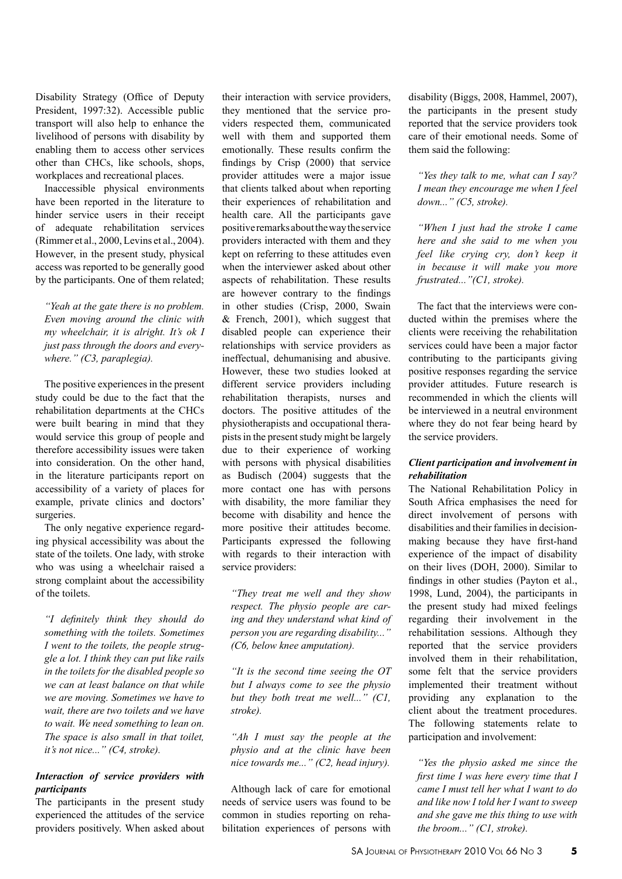Disability Strategy (Office of Deputy President, 1997:32). Accessible public transport will also help to enhance the livelihood of persons with disability by enabling them to access other services other than CHCs, like schools, shops, workplaces and recreational places.

Inaccessible physical environments have been reported in the literature to hinder service users in their receipt of adequate rehabilitation services (Rimmer et al., 2000, Levins et al., 2004). However, in the present study, physical access was reported to be generally good by the participants. One of them related;

*"Yeah at the gate there is no problem. Even moving around the clinic with my wheelchair, it is alright. It's ok I just pass through the doors and everywhere." (C3, paraplegia).*

The positive experiences in the present study could be due to the fact that the rehabilitation departments at the CHCs were built bearing in mind that they would service this group of people and therefore accessibility issues were taken into consideration. On the other hand, in the literature participants report on accessibility of a variety of places for example, private clinics and doctors' surgeries.

The only negative experience regarding physical accessibility was about the state of the toilets. One lady, with stroke who was using a wheelchair raised a strong complaint about the accessibility of the toilets.

*"I definitely think they should do something with the toilets. Sometimes I went to the toilets, the people struggle a lot. I think they can put like rails in the toilets for the disabled people so we can at least balance on that while we are moving. Sometimes we have to wait, there are two toilets and we have to wait. We need something to lean on. The space is also small in that toilet, it's not nice..." (C4, stroke).*

***Interaction of service providers with participants***

The participants in the present study experienced the attitudes of the service providers positively. When asked about their interaction with service providers, they mentioned that the service providers respected them, communicated well with them and supported them emotionally. These results confirm the findings by Crisp (2000) that service provider attitudes were a major issue that clients talked about when reporting their experiences of rehabilitation and health care. All the participants gave positive remarks about the way the service providers interacted with them and they kept on referring to these attitudes even when the interviewer asked about other aspects of rehabilitation. These results are however contrary to the findings in other studies (Crisp, 2000, Swain & French, 2001), which suggest that disabled people can experience their relationships with service providers as ineffectual, dehumanising and abusive. However, these two studies looked at different service providers including rehabilitation therapists, nurses and doctors. The positive attitudes of the physiotherapists and occupational therapists in the present study might be largely due to their experience of working with persons with physical disabilities as Budisch (2004) suggests that the more contact one has with persons with disability, the more familiar they become with disability and hence the more positive their attitudes become. Participants expressed the following with regards to their interaction with service providers:

*"They treat me well and they show respect. The physio people are caring and they understand what kind of person you are regarding disability..." (C6, below knee amputation).*

*"It is the second time seeing the OT but I always come to see the physio but they both treat me well..." (C1, stroke).*

*"Ah I must say the people at the physio and at the clinic have been nice towards me..." (C2, head injury).*

Although lack of care for emotional needs of service users was found to be common in studies reporting on rehabilitation experiences of persons with disability (Biggs, 2008, Hammel, 2007), the participants in the present study reported that the service providers took care of their emotional needs. Some of them said the following:

*"Yes they talk to me, what can I say? I mean they encourage me when I feel down..." (C5, stroke).*

*"When I just had the stroke I came here and she said to me when you feel like crying cry, don't keep it in because it will make you more frustrated..."(C1, stroke).*

The fact that the interviews were conducted within the premises where the clients were receiving the rehabilitation services could have been a major factor contributing to the participants giving positive responses regarding the service provider attitudes. Future research is recommended in which the clients will be interviewed in a neutral environment where they do not fear being heard by the service providers.

***Client participation and involvement in rehabilitation***

The National Rehabilitation Policy in South Africa emphasises the need for direct involvement of persons with disabilities and their families in decision-making because they have first-hand experience of the impact of disability on their lives (DOH, 2000). Similar to findings in other studies (Payton et al., 1998, Lund, 2004), the participants in the present study had mixed feelings regarding their involvement in the rehabilitation sessions. Although they reported that the service providers involved them in their rehabilitation, some felt that the service providers implemented their treatment without providing any explanation to the client about the treatment procedures. The following statements relate to participation and involvement:

*"Yes the physio asked me since the first time I was here every time that I came I must tell her what I want to do and like now I told her I want to sweep and she gave me this thing to use with the broom..." (C1, stroke).*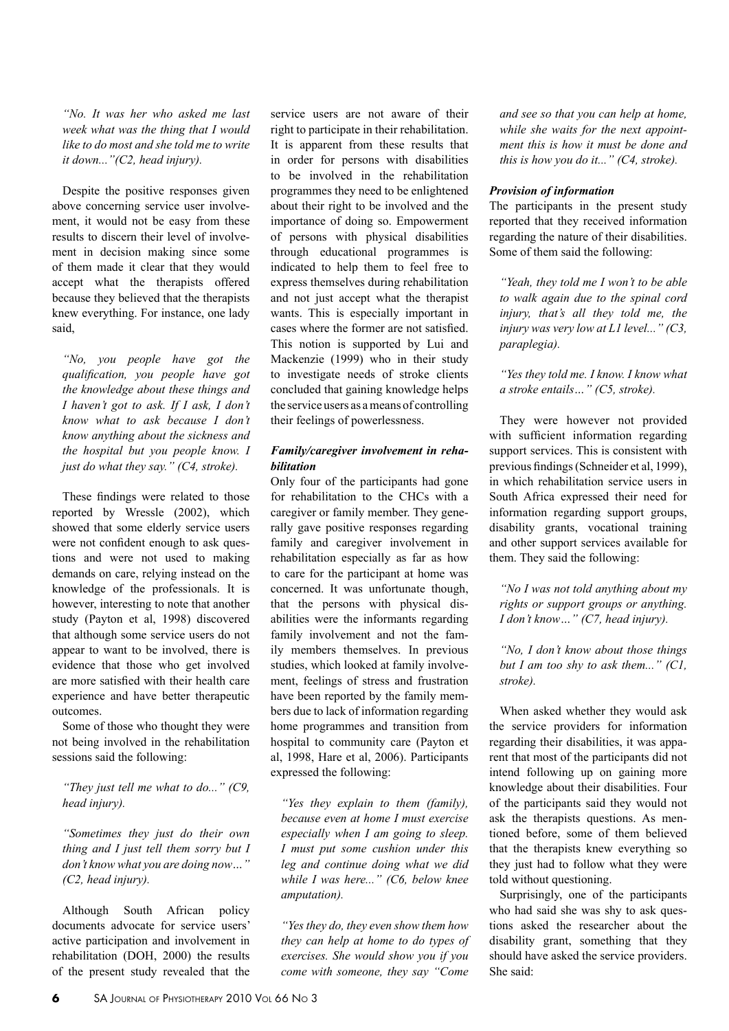*"No. It was her who asked me last week what was the thing that I would like to do most and she told me to write it down..."(C2, head injury).*

Despite the positive responses given above concerning service user involvement, it would not be easy from these results to discern their level of involvement in decision making since some of them made it clear that they would accept what the therapists offered because they believed that the therapists knew everything. For instance, one lady said,

*"No, you people have got the qualification, you people have got the knowledge about these things and I haven't got to ask. If I ask, I don't know what to ask because I don't know anything about the sickness and the hospital but you people know. I just do what they say." (C4, stroke).*

These findings were related to those reported by Wressle (2002), which showed that some elderly service users were not confident enough to ask questions and were not used to making demands on care, relying instead on the knowledge of the professionals. It is however, interesting to note that another study (Payton et al, 1998) discovered that although some service users do not appear to want to be involved, there is evidence that those who get involved are more satisfied with their health care experience and have better therapeutic outcomes.

Some of those who thought they were not being involved in the rehabilitation sessions said the following:

*"They just tell me what to do..." (C9, head injury).*

*"Sometimes they just do their own thing and I just tell them sorry but I don't know what you are doing now…" (C2, head injury).*

Although South African policy documents advocate for service users' active participation and involvement in rehabilitation (DOH, 2000) the results of the present study revealed that the service users are not aware of their right to participate in their rehabilitation. It is apparent from these results that in order for persons with disabilities to be involved in the rehabilitation programmes they need to be enlightened about their right to be involved and the importance of doing so. Empowerment of persons with physical disabilities through educational programmes is indicated to help them to feel free to express themselves during rehabilitation and not just accept what the therapist wants. This is especially important in cases where the former are not satisfied. This notion is supported by Lui and Mackenzie (1999) who in their study to investigate needs of stroke clients concluded that gaining knowledge helps the service users as a means of controlling their feelings of powerlessness.

### *Family/caregiver involvement in rehabilitation*

Only four of the participants had gone for rehabilitation to the CHCs with a caregiver or family member. They generally gave positive responses regarding family and caregiver involvement in rehabilitation especially as far as how to care for the participant at home was concerned. It was unfortunate though, that the persons with physical disabilities were the informants regarding family involvement and not the family members themselves. In previous studies, which looked at family involvement, feelings of stress and frustration have been reported by the family members due to lack of information regarding home programmes and transition from hospital to community care (Payton et al, 1998, Hare et al, 2006). Participants expressed the following:

*"Yes they explain to them (family), because even at home I must exercise especially when I am going to sleep. I must put some cushion under this leg and continue doing what we did while I was here..." (C6, below knee amputation).*

*"Yes they do, they even show them how they can help at home to do types of exercises. She would show you if you come with someone, they say "Come and see so that you can help at home, while she waits for the next appointment this is how it must be done and this is how you do it..." (C4, stroke).*

### *Provision of information*

The participants in the present study reported that they received information regarding the nature of their disabilities. Some of them said the following:

*"Yeah, they told me I won't to be able to walk again due to the spinal cord injury, that's all they told me, the injury was very low at L1 level..." (C3, paraplegia).*

*"Yes they told me. I know. I know what a stroke entails…" (C5, stroke).*

They were however not provided with sufficient information regarding support services. This is consistent with previous findings (Schneider et al, 1999), in which rehabilitation service users in South Africa expressed their need for information regarding support groups, disability grants, vocational training and other support services available for them. They said the following:

*"No I was not told anything about my rights or support groups or anything. I don't know…" (C7, head injury).*

*"No, I don't know about those things but I am too shy to ask them..." (C1, stroke).*

When asked whether they would ask the service providers for information regarding their disabilities, it was apparent that most of the participants did not intend following up on gaining more knowledge about their disabilities. Four of the participants said they would not ask the therapists questions. As mentioned before, some of them believed that the therapists knew everything so they just had to follow what they were told without questioning.

Surprisingly, one of the participants who had said she was shy to ask questions asked the researcher about the disability grant, something that they should have asked the service providers. She said: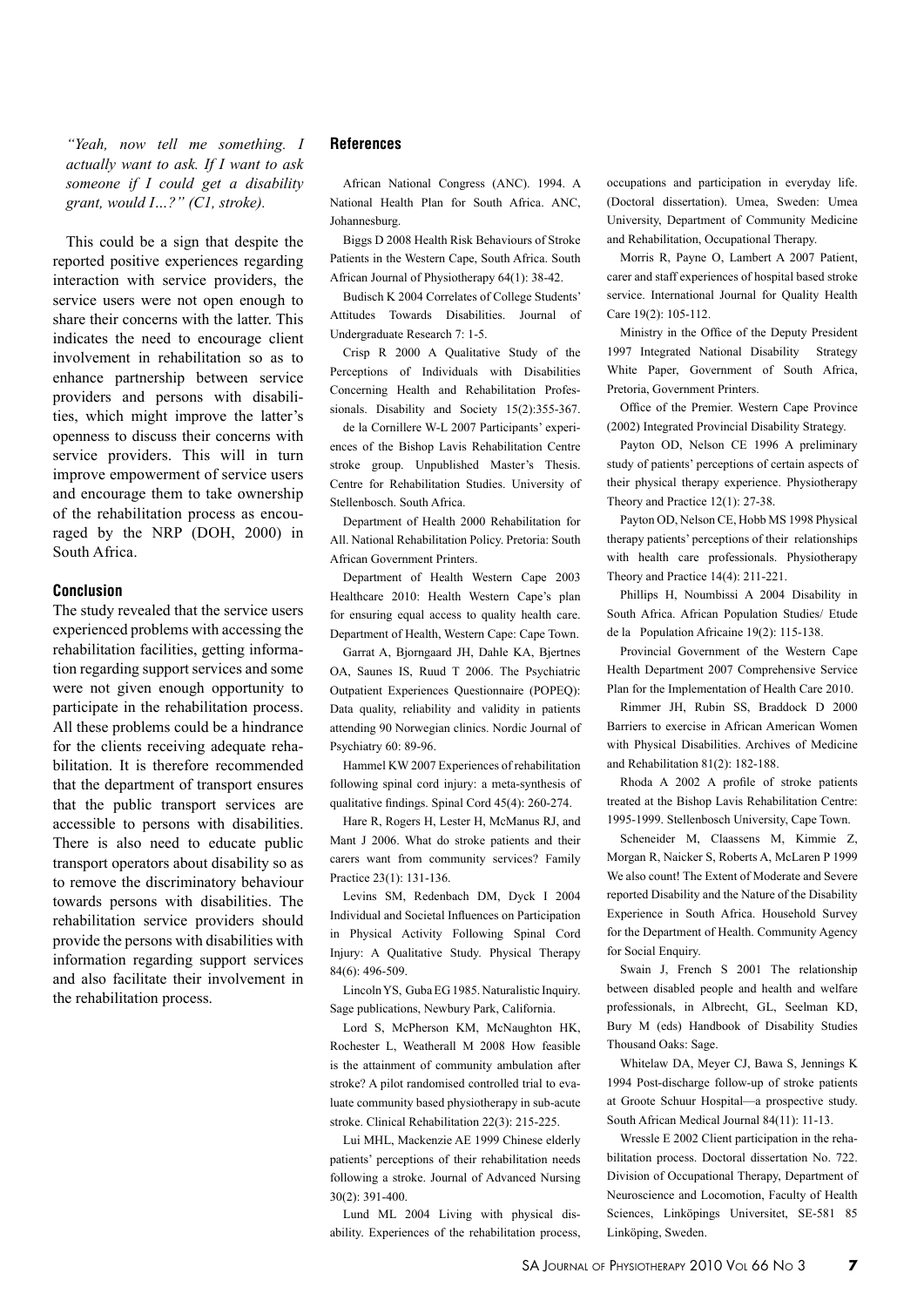*"Yeah, now tell me something. I actually want to ask. If I want to ask someone if I could get a disability grant, would I…?" (C1, stroke).*

This could be a sign that despite the reported positive experiences regarding interaction with service providers, the service users were not open enough to share their concerns with the latter. This indicates the need to encourage client involvement in rehabilitation so as to enhance partnership between service providers and persons with disabilities, which might improve the latter's openness to discuss their concerns with service providers. This will in turn improve empowerment of service users and encourage them to take ownership of the rehabilitation process as encouraged by the NRP (DOH, 2000) in South Africa.

## Conclusion

The study revealed that the service users experienced problems with accessing the rehabilitation facilities, getting information regarding support services and some were not given enough opportunity to participate in the rehabilitation process. All these problems could be a hindrance for the clients receiving adequate rehabilitation. It is therefore recommended that the department of transport ensures that the public transport services are accessible to persons with disabilities. There is also need to educate public transport operators about disability so as to remove the discriminatory behaviour towards persons with disabilities. The rehabilitation service providers should provide the persons with disabilities with information regarding support services and also facilitate their involvement in the rehabilitation process.

## References

African National Congress (ANC). 1994. A National Health Plan for South Africa. ANC, Johannesburg.

Biggs D 2008 Health Risk Behaviours of Stroke Patients in the Western Cape, South Africa. South African Journal of Physiotherapy 64(1): 38-42.

Budisch K 2004 Correlates of College Students' Attitudes Towards Disabilities. Journal of Undergraduate Research 7: 1-5.

Crisp R 2000 A Qualitative Study of the Perceptions of Individuals with Disabilities Concerning Health and Rehabilitation Professionals. Disability and Society 15(2):355-367.

de la Cornillere W-L 2007 Participants' experiences of the Bishop Lavis Rehabilitation Centre stroke group. Unpublished Master's Thesis. Centre for Rehabilitation Studies. University of Stellenbosch. South Africa.

Department of Health 2000 Rehabilitation for All. National Rehabilitation Policy. Pretoria: South African Government Printers.

Department of Health Western Cape 2003 Healthcare 2010: Health Western Cape's plan for ensuring equal access to quality health care. Department of Health, Western Cape: Cape Town.

Garrat A, Bjorngaard JH, Dahle KA, Bjertnes OA, Saunes IS, Ruud T 2006. The Psychiatric Outpatient Experiences Questionnaire (POPEQ): Data quality, reliability and validity in patients attending 90 Norwegian clinics. Nordic Journal of Psychiatry 60: 89-96.

Hammel KW 2007 Experiences of rehabilitation following spinal cord injury: a meta-synthesis of qualitative findings. Spinal Cord 45(4): 260-274.

Hare R, Rogers H, Lester H, McManus RJ, and Mant J 2006. What do stroke patients and their carers want from community services? Family Practice 23(1): 131-136.

Levins SM, Redenbach DM, Dyck I 2004 Individual and Societal Influences on Participation in Physical Activity Following Spinal Cord Injury: A Qualitative Study. Physical Therapy 84(6): 496-509.

Lincoln YS, Guba EG 1985. Naturalistic Inquiry. Sage publications, Newbury Park, California.

Lord S, McPherson KM, McNaughton HK, Rochester L, Weatherall M 2008 How feasible is the attainment of community ambulation after stroke? A pilot randomised controlled trial to evaluate community based physiotherapy in sub-acute stroke. Clinical Rehabilitation 22(3): 215-225.

Lui MHL, Mackenzie AE 1999 Chinese elderly patients' perceptions of their rehabilitation needs following a stroke. Journal of Advanced Nursing 30(2): 391-400.

Lund ML 2004 Living with physical disability. Experiences of the rehabilitation process, occupations and participation in everyday life. (Doctoral dissertation). Umea, Sweden: Umea University, Department of Community Medicine and Rehabilitation, Occupational Therapy.

Morris R, Payne O, Lambert A 2007 Patient, carer and staff experiences of hospital based stroke service. International Journal for Quality Health Care 19(2): 105-112.

Ministry in the Office of the Deputy President 1997 Integrated National Disability Strategy White Paper, Government of South Africa, Pretoria, Government Printers.

Office of the Premier. Western Cape Province (2002) Integrated Provincial Disability Strategy.

Payton OD, Nelson CE 1996 A preliminary study of patients' perceptions of certain aspects of their physical therapy experience. Physiotherapy Theory and Practice 12(1): 27-38.

Payton OD, Nelson CE, Hobb MS 1998 Physical therapy patients' perceptions of their relationships with health care professionals. Physiotherapy Theory and Practice 14(4): 211-221.

Phillips H, Noumbissi A 2004 Disability in South Africa. African Population Studies/ Etude de la Population Africaine 19(2): 115-138.

Provincial Government of the Western Cape Health Department 2007 Comprehensive Service Plan for the Implementation of Health Care 2010.

Rimmer JH, Rubin SS, Braddock D 2000 Barriers to exercise in African American Women with Physical Disabilities. Archives of Medicine and Rehabilitation 81(2): 182-188.

Rhoda A 2002 A profile of stroke patients treated at the Bishop Lavis Rehabilitation Centre: 1995-1999. Stellenbosch University, Cape Town.

Scheneider M, Claassens M, Kimmie Z, Morgan R, Naicker S, Roberts A, McLaren P 1999 We also count! The Extent of Moderate and Severe reported Disability and the Nature of the Disability Experience in South Africa. Household Survey for the Department of Health. Community Agency for Social Enquiry.

Swain J, French S 2001 The relationship between disabled people and health and welfare professionals, in Albrecht, GL, Seelman KD, Bury M (eds) Handbook of Disability Studies Thousand Oaks: Sage.

Whitelaw DA, Meyer CJ, Bawa S, Jennings K 1994 Post-discharge follow-up of stroke patients at Groote Schuur Hospital—a prospective study. South African Medical Journal 84(11): 11-13.

Wressle E 2002 Client participation in the rehabilitation process. Doctoral dissertation No. 722. Division of Occupational Therapy, Department of Neuroscience and Locomotion, Faculty of Health Sciences, Linköpings Universitet, SE-581 85 Linköping, Sweden.